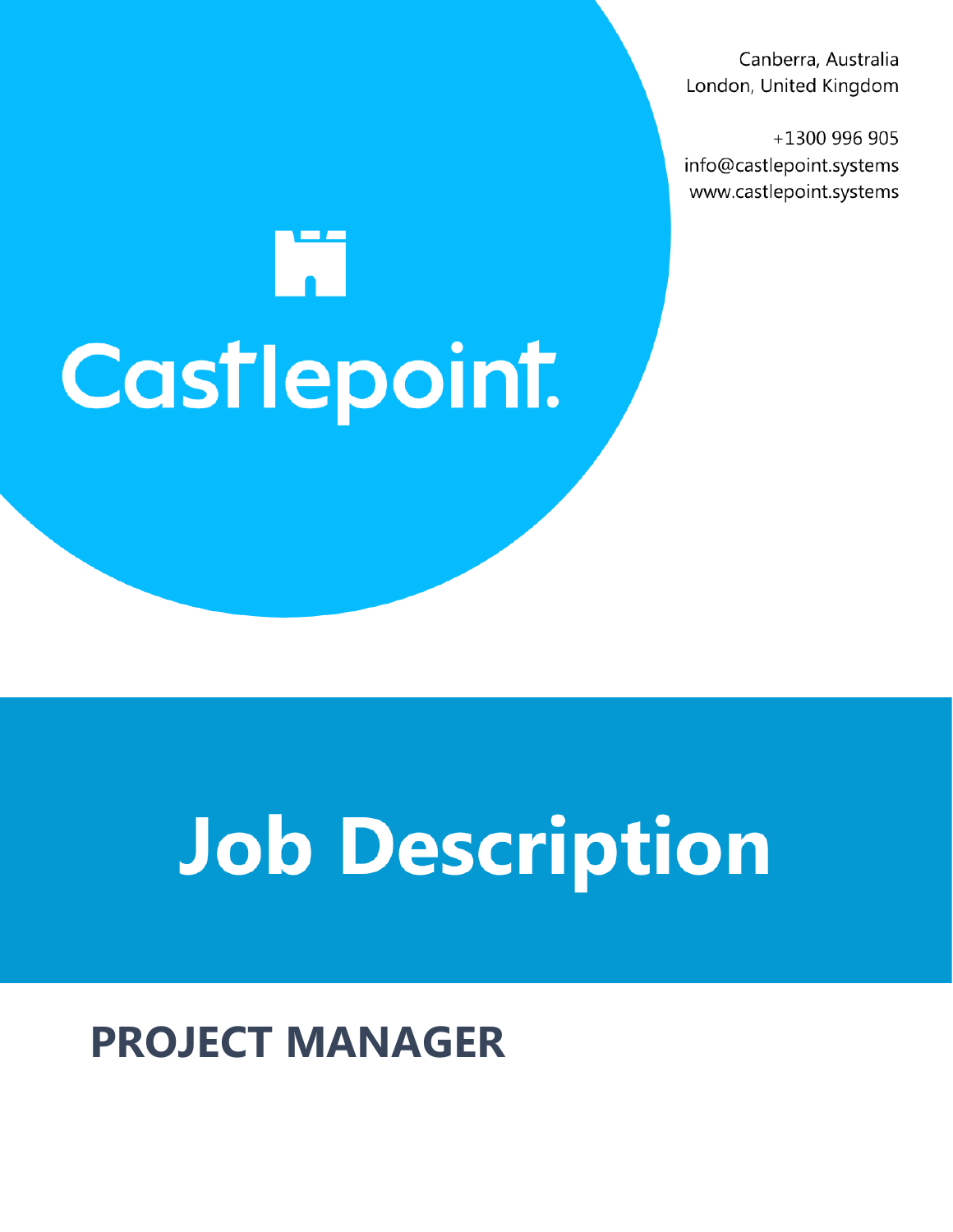Canberra, Australia
London, United Kingdom

+1300 996 905
info@castlepoint.systems
www.castlepoint.systems

Castlepoint.

# Job Description

## PROJECT MANAGER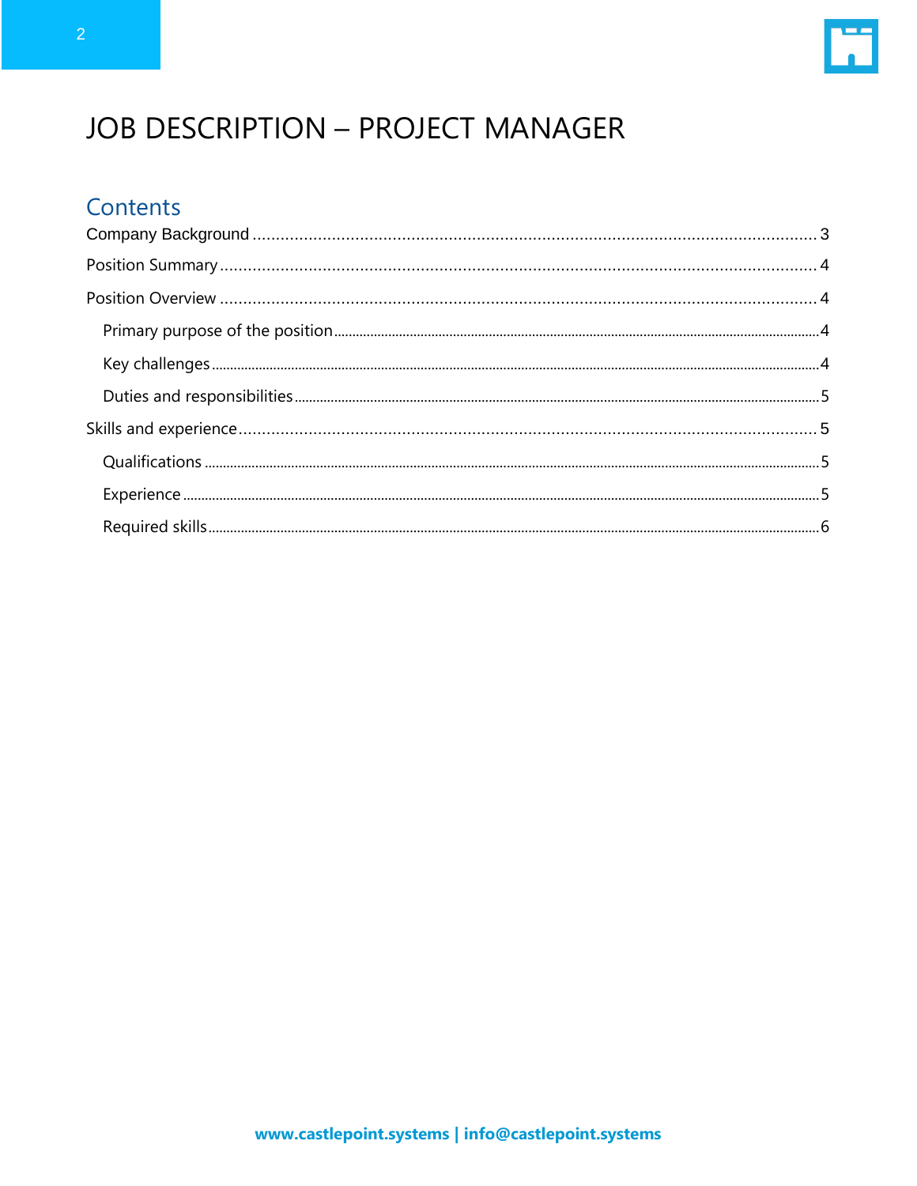# JOB DESCRIPTION – PROJECT MANAGER

## Contents

Company Background ........................................................ 3

Position Summary ........................................................ 4

Position Overview ........................................................ 4

- Primary purpose of the position ........................................................ 4
- Key challenges ........................................................ 4
- Duties and responsibilities ........................................................ 5

Skills and experience ........................................................ 5

- Qualifications ........................................................ 5
- Experience ........................................................ 5
- Required skills ........................................................ 6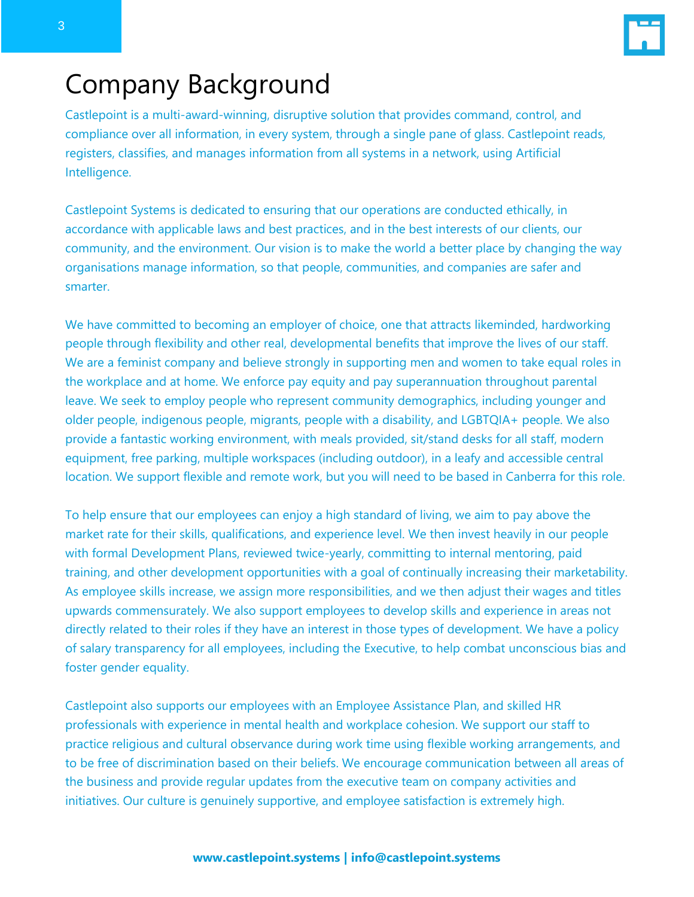# Company Background

Castlepoint is a multi-award-winning, disruptive solution that provides command, control, and compliance over all information, in every system, through a single pane of glass. Castlepoint reads, registers, classifies, and manages information from all systems in a network, using Artificial Intelligence.

Castlepoint Systems is dedicated to ensuring that our operations are conducted ethically, in accordance with applicable laws and best practices, and in the best interests of our clients, our community, and the environment. Our vision is to make the world a better place by changing the way organisations manage information, so that people, communities, and companies are safer and smarter.

We have committed to becoming an employer of choice, one that attracts likeminded, hardworking people through flexibility and other real, developmental benefits that improve the lives of our staff. We are a feminist company and believe strongly in supporting men and women to take equal roles in the workplace and at home. We enforce pay equity and pay superannuation throughout parental leave. We seek to employ people who represent community demographics, including younger and older people, indigenous people, migrants, people with a disability, and LGBTQIA+ people. We also provide a fantastic working environment, with meals provided, sit/stand desks for all staff, modern equipment, free parking, multiple workspaces (including outdoor), in a leafy and accessible central location. We support flexible and remote work, but you will need to be based in Canberra for this role.

To help ensure that our employees can enjoy a high standard of living, we aim to pay above the market rate for their skills, qualifications, and experience level. We then invest heavily in our people with formal Development Plans, reviewed twice-yearly, committing to internal mentoring, paid training, and other development opportunities with a goal of continually increasing their marketability. As employee skills increase, we assign more responsibilities, and we then adjust their wages and titles upwards commensurately. We also support employees to develop skills and experience in areas not directly related to their roles if they have an interest in those types of development. We have a policy of salary transparency for all employees, including the Executive, to help combat unconscious bias and foster gender equality.

Castlepoint also supports our employees with an Employee Assistance Plan, and skilled HR professionals with experience in mental health and workplace cohesion. We support our staff to practice religious and cultural observance during work time using flexible working arrangements, and to be free of discrimination based on their beliefs. We encourage communication between all areas of the business and provide regular updates from the executive team on company activities and initiatives. Our culture is genuinely supportive, and employee satisfaction is extremely high.

**www.castlepoint.systems | info@castlepoint.systems**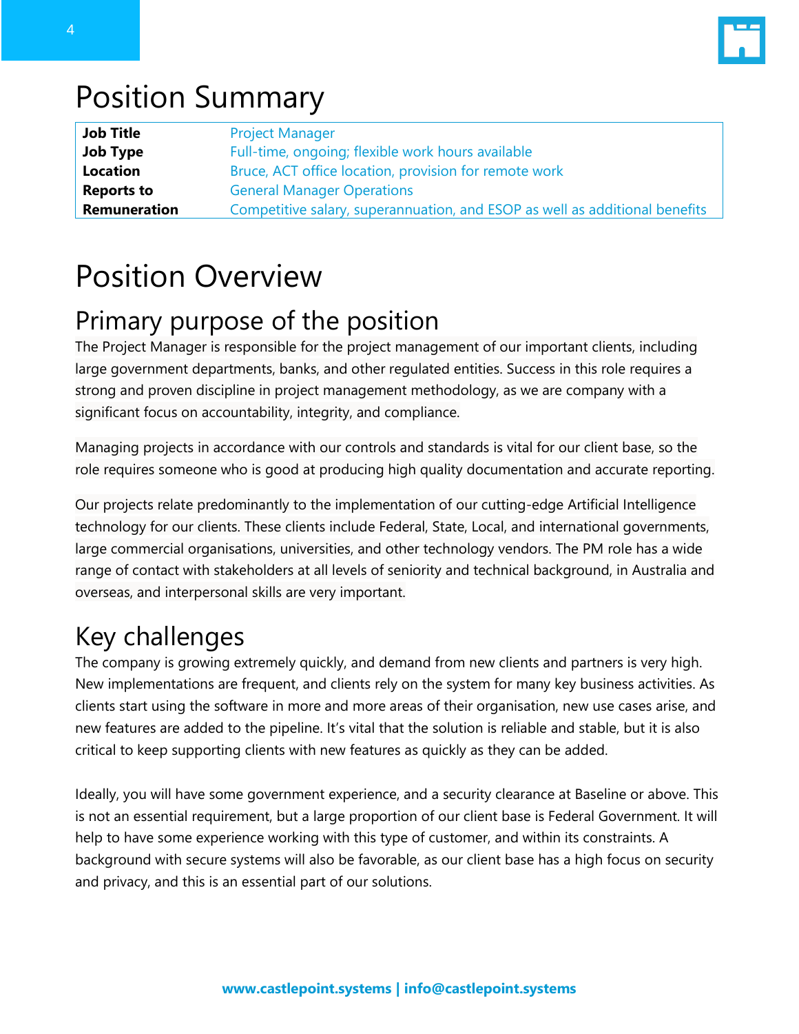# Position Summary

| | |
|---|---|
| **Job Title** | Project Manager |
| **Job Type** | Full-time, ongoing; flexible work hours available |
| **Location** | Bruce, ACT office location, provision for remote work |
| **Reports to** | General Manager Operations |
| **Remuneration** | Competitive salary, superannuation, and ESOP as well as additional benefits |

# Position Overview

## Primary purpose of the position

The Project Manager is responsible for the project management of our important clients, including large government departments, banks, and other regulated entities. Success in this role requires a strong and proven discipline in project management methodology, as we are company with a significant focus on accountability, integrity, and compliance.

Managing projects in accordance with our controls and standards is vital for our client base, so the role requires someone who is good at producing high quality documentation and accurate reporting.

Our projects relate predominantly to the implementation of our cutting-edge Artificial Intelligence technology for our clients. These clients include Federal, State, Local, and international governments, large commercial organisations, universities, and other technology vendors. The PM role has a wide range of contact with stakeholders at all levels of seniority and technical background, in Australia and overseas, and interpersonal skills are very important.

## Key challenges

The company is growing extremely quickly, and demand from new clients and partners is very high. New implementations are frequent, and clients rely on the system for many key business activities. As clients start using the software in more and more areas of their organisation, new use cases arise, and new features are added to the pipeline. It's vital that the solution is reliable and stable, but it is also critical to keep supporting clients with new features as quickly as they can be added.

Ideally, you will have some government experience, and a security clearance at Baseline or above. This is not an essential requirement, but a large proportion of our client base is Federal Government. It will help to have some experience working with this type of customer, and within its constraints. A background with secure systems will also be favorable, as our client base has a high focus on security and privacy, and this is an essential part of our solutions.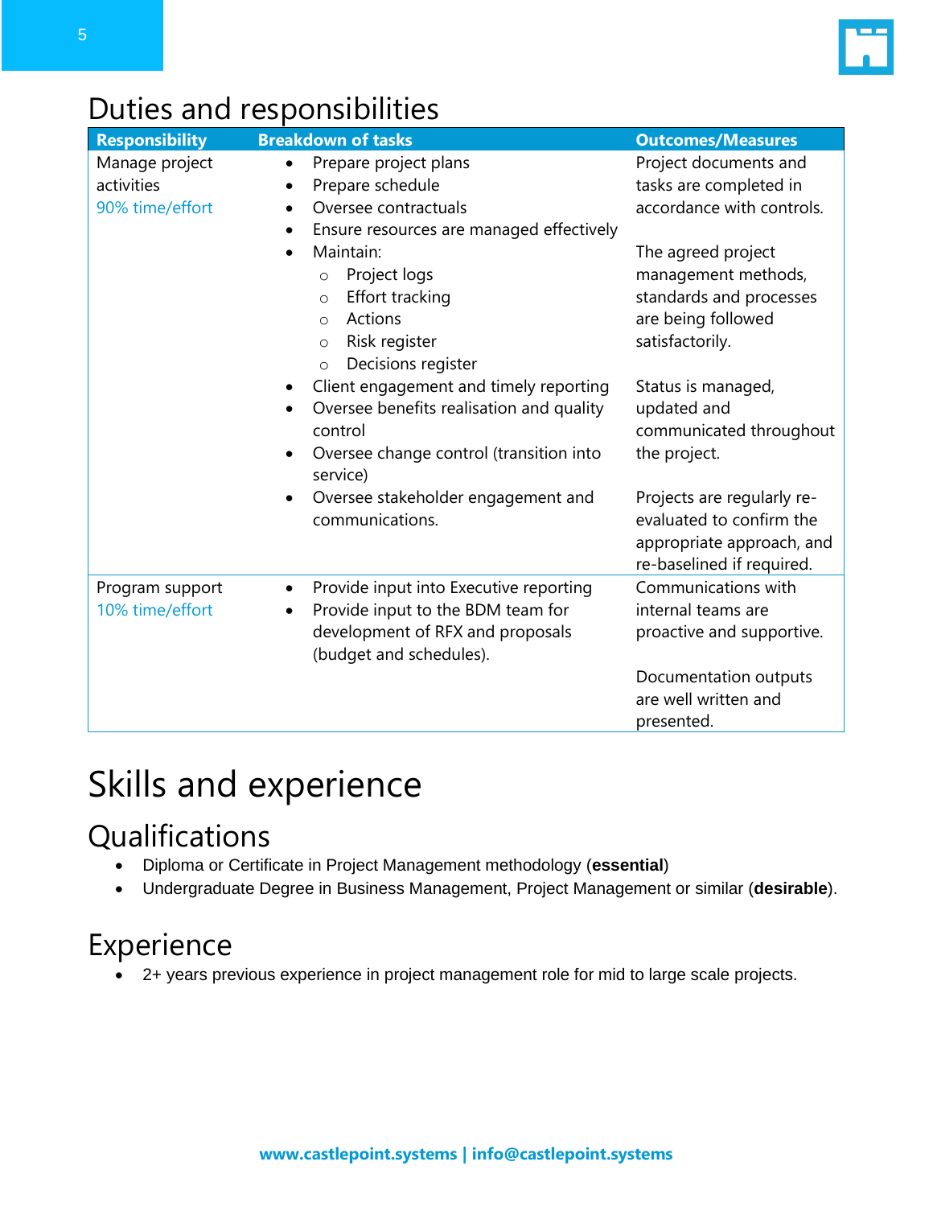# Duties and responsibilities

| Responsibility | Breakdown of tasks | Outcomes/Measures |
|---|---|---|
| Manage project activities<br>90% time/effort | • Prepare project plans<br>• Prepare schedule<br>• Oversee contractuals<br>• Ensure resources are managed effectively<br>• Maintain:<br>  ○ Project logs<br>  ○ Effort tracking<br>  ○ Actions<br>  ○ Risk register<br>  ○ Decisions register<br>• Client engagement and timely reporting<br>• Oversee benefits realisation and quality control<br>• Oversee change control (transition into service)<br>• Oversee stakeholder engagement and communications. | Project documents and tasks are completed in accordance with controls.<br><br>The agreed project management methods, standards and processes are being followed satisfactorily.<br><br>Status is managed, updated and communicated throughout the project.<br><br>Projects are regularly re-evaluated to confirm the appropriate approach, and re-baselined if required. |
| Program support<br>10% time/effort | • Provide input into Executive reporting<br>• Provide input to the BDM team for development of RFX and proposals (budget and schedules). | Communications with internal teams are proactive and supportive.<br><br>Documentation outputs are well written and presented. |

# Skills and experience

## Qualifications

- Diploma or Certificate in Project Management methodology (**essential**)
- Undergraduate Degree in Business Management, Project Management or similar (**desirable**).

## Experience

- 2+ years previous experience in project management role for mid to large scale projects.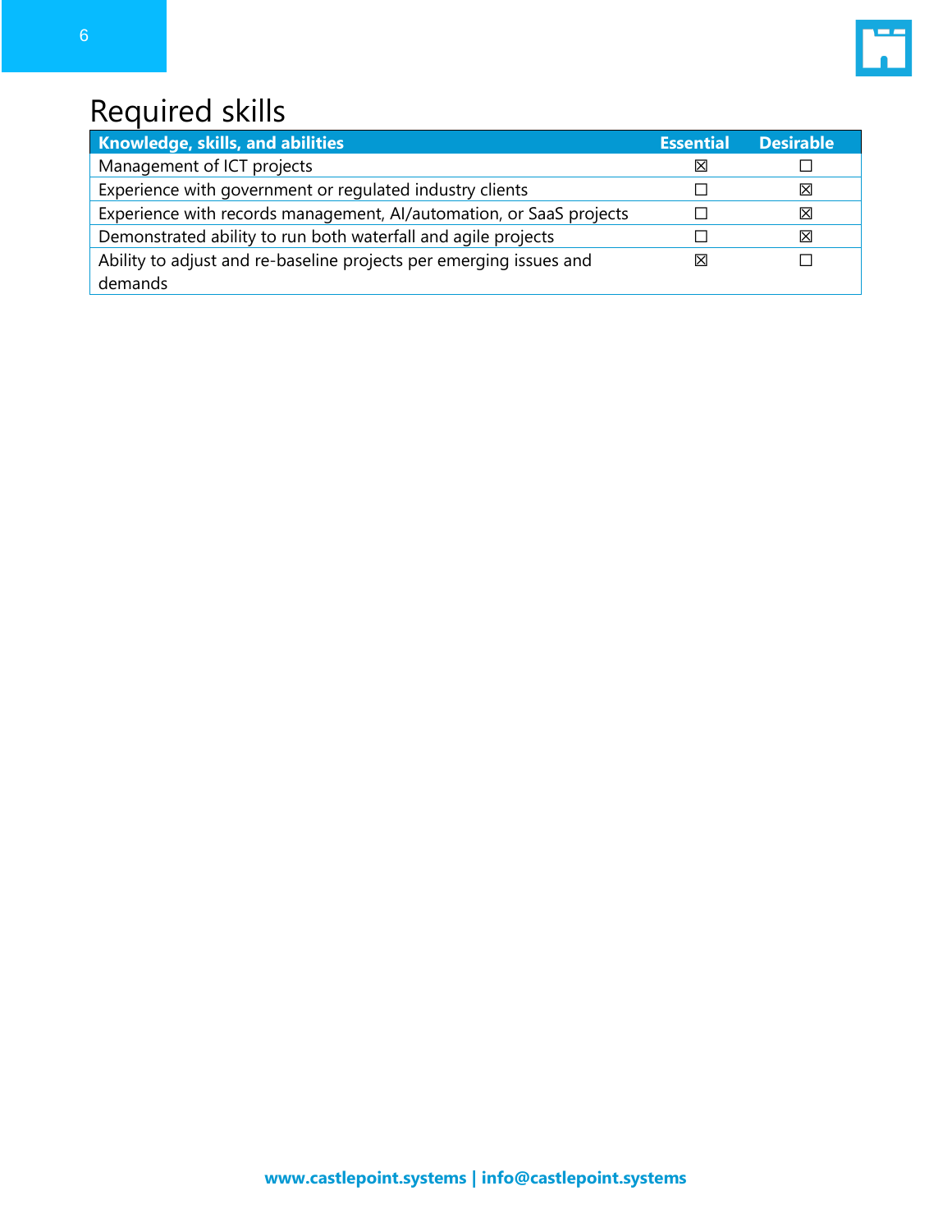# Required skills

| Knowledge, skills, and abilities | Essential | Desirable |
|---|---|---|
| Management of ICT projects | ☒ | ☐ |
| Experience with government or regulated industry clients | ☐ | ☒ |
| Experience with records management, AI/automation, or SaaS projects | ☐ | ☒ |
| Demonstrated ability to run both waterfall and agile projects | ☐ | ☒ |
| Ability to adjust and re-baseline projects per emerging issues and demands | ☒ | ☐ |

**www.castlepoint.systems | info@castlepoint.systems**